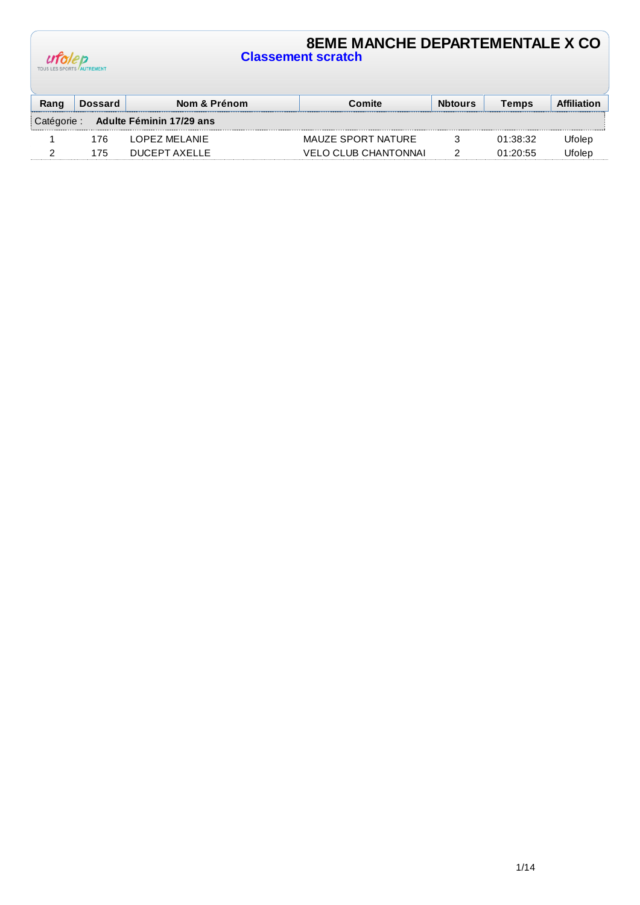# 8EME MANCHE DEPARTEMENTALE X CO

## Classement scratch

| Rang | Dossard | Nom & Prénom | Comite | Nbtours | Temps | Affiliation |
|---|---|---|---|---|---|---|
| Catégorie : | **Adulte Féminin 17/29 ans** | | | | | |
| 1 | 176 | LOPEZ MELANIE | MAUZE SPORT NATURE | 3 | 01:38:32 | Ufolep |
| 2 | 175 | DUCEPT AXELLE | VELO CLUB CHANTONNAI | 2 | 01:20:55 | Ufolep |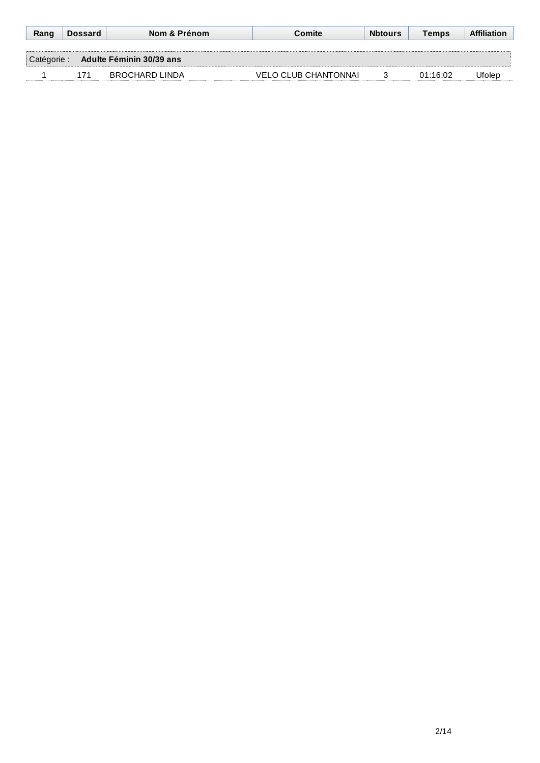| Rang | Dossard | Nom & Prénom | Comite | Nbtours | Temps | Affiliation |
|---|---|---|---|---|---|---|
| Catégorie : | **Adulte Féminin 30/39 ans** | | | | | |
| 1 | 171 | BROCHARD LINDA | VELO CLUB CHANTONNAI | 3 | 01:16:02 | Ufolep |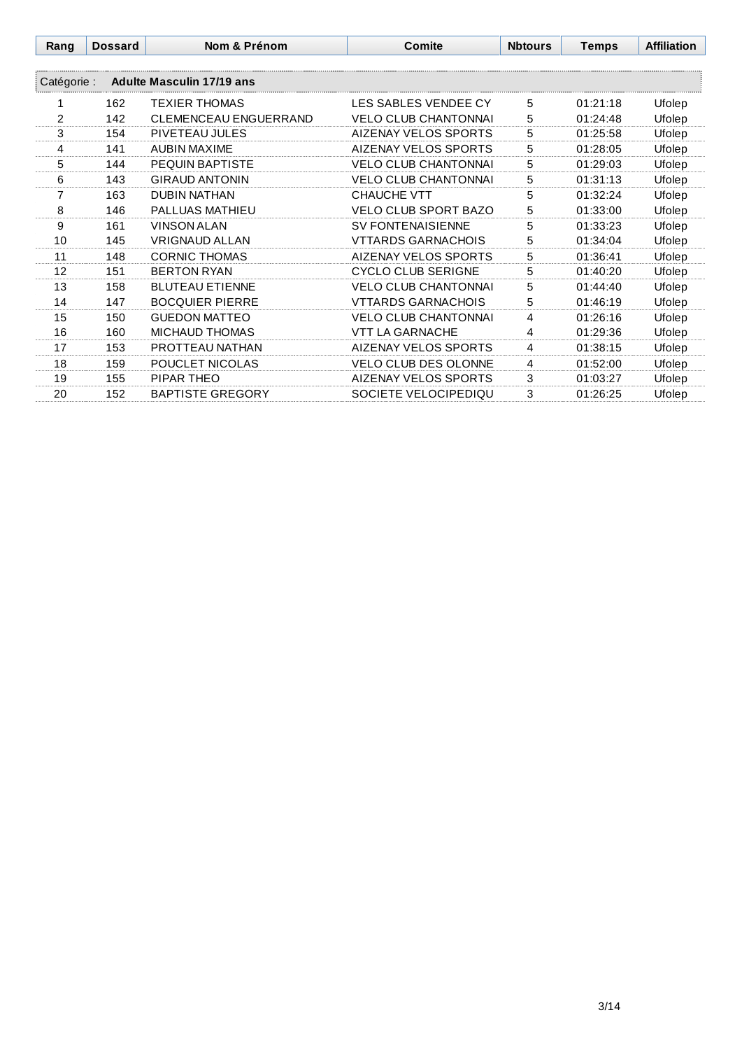| Rang | Dossard | Nom & Prénom | Comite | Nbtours | Temps | Affiliation |
|---|---|---|---|---|---|---|
| Catégorie : | **Adulte Masculin 17/19 ans** | | | | | |
| 1 | 162 | TEXIER THOMAS | LES SABLES VENDEE CY | 5 | 01:21:18 | Ufolep |
| 2 | 142 | CLEMENCEAU ENGUERRAND | VELO CLUB CHANTONNAI | 5 | 01:24:48 | Ufolep |
| 3 | 154 | PIVETEAU JULES | AIZENAY VELOS SPORTS | 5 | 01:25:58 | Ufolep |
| 4 | 141 | AUBIN MAXIME | AIZENAY VELOS SPORTS | 5 | 01:28:05 | Ufolep |
| 5 | 144 | PEQUIN BAPTISTE | VELO CLUB CHANTONNAI | 5 | 01:29:03 | Ufolep |
| 6 | 143 | GIRAUD ANTONIN | VELO CLUB CHANTONNAI | 5 | 01:31:13 | Ufolep |
| 7 | 163 | DUBIN NATHAN | CHAUCHE VTT | 5 | 01:32:24 | Ufolep |
| 8 | 146 | PALLUAS MATHIEU | VELO CLUB SPORT BAZO | 5 | 01:33:00 | Ufolep |
| 9 | 161 | VINSON ALAN | SV FONTENAISIENNE | 5 | 01:33:23 | Ufolep |
| 10 | 145 | VRIGNAUD ALLAN | VTTARDS GARNACHOIS | 5 | 01:34:04 | Ufolep |
| 11 | 148 | CORNIC THOMAS | AIZENAY VELOS SPORTS | 5 | 01:36:41 | Ufolep |
| 12 | 151 | BERTON RYAN | CYCLO CLUB SERIGNE | 5 | 01:40:20 | Ufolep |
| 13 | 158 | BLUTEAU ETIENNE | VELO CLUB CHANTONNAI | 5 | 01:44:40 | Ufolep |
| 14 | 147 | BOCQUIER PIERRE | VTTARDS GARNACHOIS | 5 | 01:46:19 | Ufolep |
| 15 | 150 | GUEDON MATTEO | VELO CLUB CHANTONNAI | 4 | 01:26:16 | Ufolep |
| 16 | 160 | MICHAUD THOMAS | VTT LA GARNACHE | 4 | 01:29:36 | Ufolep |
| 17 | 153 | PROTTEAU NATHAN | AIZENAY VELOS SPORTS | 4 | 01:38:15 | Ufolep |
| 18 | 159 | POUCLET NICOLAS | VELO CLUB DES OLONNE | 4 | 01:52:00 | Ufolep |
| 19 | 155 | PIPAR THEO | AIZENAY VELOS SPORTS | 3 | 01:03:27 | Ufolep |
| 20 | 152 | BAPTISTE GREGORY | SOCIETE VELOCIPEDIQU | 3 | 01:26:25 | Ufolep |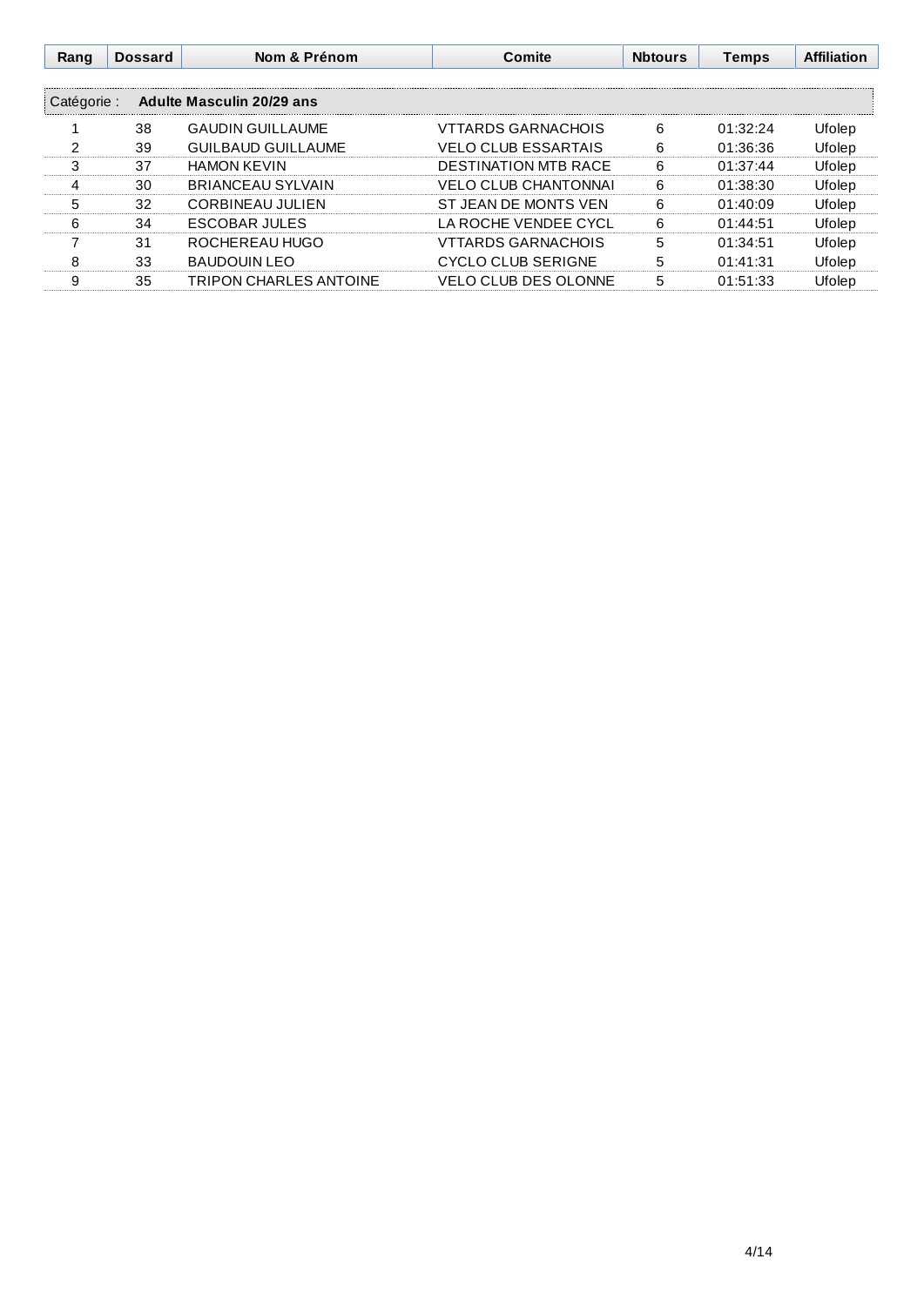| Rang | Dossard | Nom & Prénom | Comite | Nbtours | Temps | Affiliation |
|---|---|---|---|---|---|---|
| Catégorie : | **Adulte Masculin 20/29 ans** | | | | | |
| 1 | 38 | GAUDIN GUILLAUME | VTTARDS GARNACHOIS | 6 | 01:32:24 | Ufolep |
| 2 | 39 | GUILBAUD GUILLAUME | VELO CLUB ESSARTAIS | 6 | 01:36:36 | Ufolep |
| 3 | 37 | HAMON KEVIN | DESTINATION MTB RACE | 6 | 01:37:44 | Ufolep |
| 4 | 30 | BRIANCEAU SYLVAIN | VELO CLUB CHANTONNAI | 6 | 01:38:30 | Ufolep |
| 5 | 32 | CORBINEAU JULIEN | ST JEAN DE MONTS VEN | 6 | 01:40:09 | Ufolep |
| 6 | 34 | ESCOBAR JULES | LA ROCHE VENDEE CYCL | 6 | 01:44:51 | Ufolep |
| 7 | 31 | ROCHEREAU HUGO | VTTARDS GARNACHOIS | 5 | 01:34:51 | Ufolep |
| 8 | 33 | BAUDOUIN LEO | CYCLO CLUB SERIGNE | 5 | 01:41:31 | Ufolep |
| 9 | 35 | TRIPON CHARLES ANTOINE | VELO CLUB DES OLONNE | 5 | 01:51:33 | Ufolep |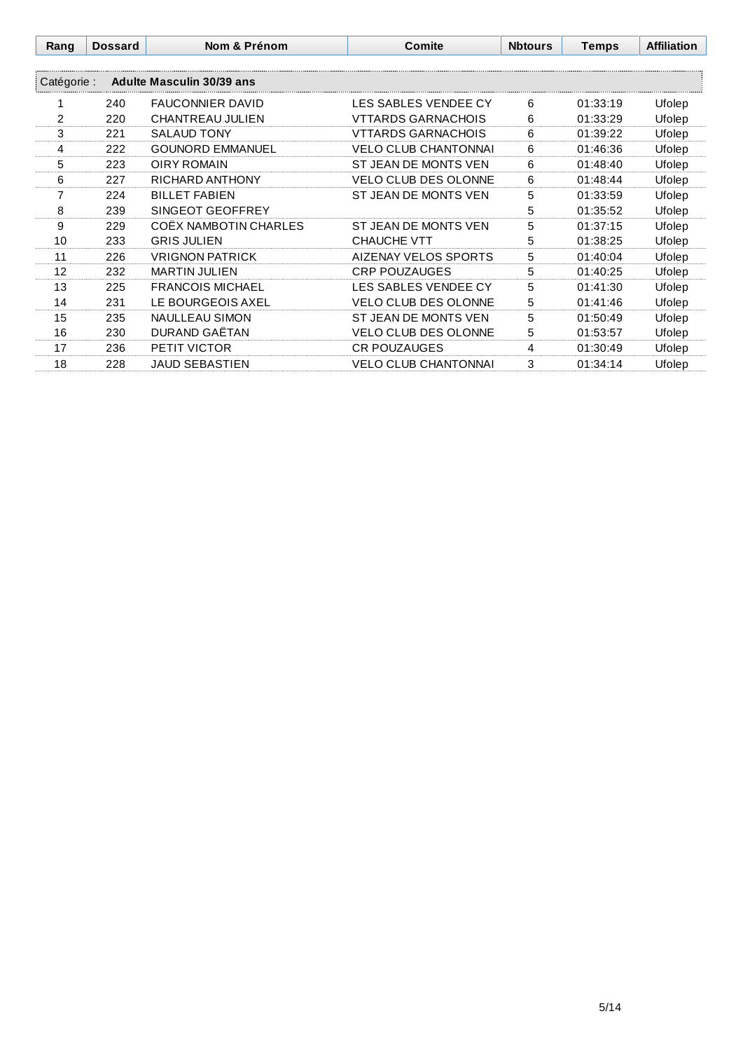| Rang | Dossard | Nom & Prénom | Comite | Nbtours | Temps | Affiliation |
|---|---|---|---|---|---|---|
| Catégorie : | Adulte Masculin 30/39 ans | | | | | |
| 1 | 240 | FAUCONNIER DAVID | LES SABLES VENDEE CY | 6 | 01:33:19 | Ufolep |
| 2 | 220 | CHANTREAU JULIEN | VTTARDS GARNACHOIS | 6 | 01:33:29 | Ufolep |
| 3 | 221 | SALAUD TONY | VTTARDS GARNACHOIS | 6 | 01:39:22 | Ufolep |
| 4 | 222 | GOUNORD EMMANUEL | VELO CLUB CHANTONNAI | 6 | 01:46:36 | Ufolep |
| 5 | 223 | OIRY ROMAIN | ST JEAN DE MONTS VEN | 6 | 01:48:40 | Ufolep |
| 6 | 227 | RICHARD ANTHONY | VELO CLUB DES OLONNE | 6 | 01:48:44 | Ufolep |
| 7 | 224 | BILLET FABIEN | ST JEAN DE MONTS VEN | 5 | 01:33:59 | Ufolep |
| 8 | 239 | SINGEOT GEOFFREY | | 5 | 01:35:52 | Ufolep |
| 9 | 229 | COËX NAMBOTIN CHARLES | ST JEAN DE MONTS VEN | 5 | 01:37:15 | Ufolep |
| 10 | 233 | GRIS JULIEN | CHAUCHE VTT | 5 | 01:38:25 | Ufolep |
| 11 | 226 | VRIGNON PATRICK | AIZENAY VELOS SPORTS | 5 | 01:40:04 | Ufolep |
| 12 | 232 | MARTIN JULIEN | CRP POUZAUGES | 5 | 01:40:25 | Ufolep |
| 13 | 225 | FRANCOIS MICHAEL | LES SABLES VENDEE CY | 5 | 01:41:30 | Ufolep |
| 14 | 231 | LE BOURGEOIS AXEL | VELO CLUB DES OLONNE | 5 | 01:41:46 | Ufolep |
| 15 | 235 | NAULLEAU SIMON | ST JEAN DE MONTS VEN | 5 | 01:50:49 | Ufolep |
| 16 | 230 | DURAND GAËTAN | VELO CLUB DES OLONNE | 5 | 01:53:57 | Ufolep |
| 17 | 236 | PETIT VICTOR | CR POUZAUGES | 4 | 01:30:49 | Ufolep |
| 18 | 228 | JAUD SEBASTIEN | VELO CLUB CHANTONNAI | 3 | 01:34:14 | Ufolep |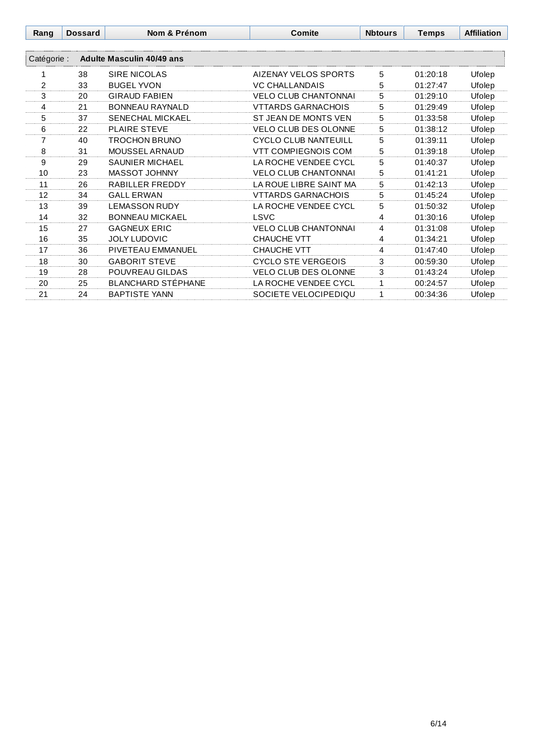| Rang | Dossard | Nom & Prénom | Comite | Nbtours | Temps | Affiliation |
|---|---|---|---|---|---|---|
| Catégorie : | **Adulte Masculin 40/49 ans** | | | | | |
| 1 | 38 | SIRE NICOLAS | AIZENAY VELOS SPORTS | 5 | 01:20:18 | Ufolep |
| 2 | 33 | BUGEL YVON | VC CHALLANDAIS | 5 | 01:27:47 | Ufolep |
| 3 | 20 | GIRAUD FABIEN | VELO CLUB CHANTONNAI | 5 | 01:29:10 | Ufolep |
| 4 | 21 | BONNEAU RAYNALD | VTTARDS GARNACHOIS | 5 | 01:29:49 | Ufolep |
| 5 | 37 | SENECHAL MICKAEL | ST JEAN DE MONTS VEN | 5 | 01:33:58 | Ufolep |
| 6 | 22 | PLAIRE STEVE | VELO CLUB DES OLONNE | 5 | 01:38:12 | Ufolep |
| 7 | 40 | TROCHON BRUNO | CYCLO CLUB NANTEUILL | 5 | 01:39:11 | Ufolep |
| 8 | 31 | MOUSSEL ARNAUD | VTT COMPIEGNOIS COM | 5 | 01:39:18 | Ufolep |
| 9 | 29 | SAUNIER MICHAEL | LA ROCHE VENDEE CYCL | 5 | 01:40:37 | Ufolep |
| 10 | 23 | MASSOT JOHNNY | VELO CLUB CHANTONNAI | 5 | 01:41:21 | Ufolep |
| 11 | 26 | RABILLER FREDDY | LA ROUE LIBRE SAINT MA | 5 | 01:42:13 | Ufolep |
| 12 | 34 | GALL ERWAN | VTTARDS GARNACHOIS | 5 | 01:45:24 | Ufolep |
| 13 | 39 | LEMASSON RUDY | LA ROCHE VENDEE CYCL | 5 | 01:50:32 | Ufolep |
| 14 | 32 | BONNEAU MICKAEL | LSVC | 4 | 01:30:16 | Ufolep |
| 15 | 27 | GAGNEUX ERIC | VELO CLUB CHANTONNAI | 4 | 01:31:08 | Ufolep |
| 16 | 35 | JOLY LUDOVIC | CHAUCHE VTT | 4 | 01:34:21 | Ufolep |
| 17 | 36 | PIVETEAU EMMANUEL | CHAUCHE VTT | 4 | 01:47:40 | Ufolep |
| 18 | 30 | GABORIT STEVE | CYCLO STE VERGEOIS | 3 | 00:59:30 | Ufolep |
| 19 | 28 | POUVREAU GILDAS | VELO CLUB DES OLONNE | 3 | 01:43:24 | Ufolep |
| 20 | 25 | BLANCHARD STÉPHANE | LA ROCHE VENDEE CYCL | 1 | 00:24:57 | Ufolep |
| 21 | 24 | BAPTISTE YANN | SOCIETE VELOCIPEDIQU | 1 | 00:34:36 | Ufolep |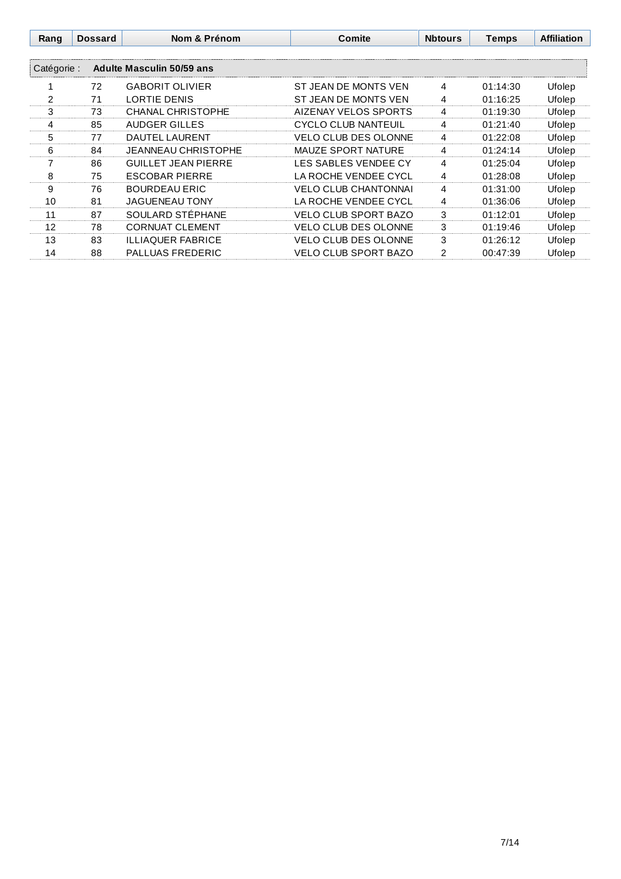| Rang | Dossard | Nom & Prénom | Comite | Nbtours | Temps | Affiliation |
|---|---|---|---|---|---|---|
| Catégorie : | **Adulte Masculin 50/59 ans** | | | | | |
| 1 | 72 | GABORIT OLIVIER | ST JEAN DE MONTS VEN | 4 | 01:14:30 | Ufolep |
| 2 | 71 | LORTIE DENIS | ST JEAN DE MONTS VEN | 4 | 01:16:25 | Ufolep |
| 3 | 73 | CHANAL CHRISTOPHE | AIZENAY VELOS SPORTS | 4 | 01:19:30 | Ufolep |
| 4 | 85 | AUDGER GILLES | CYCLO CLUB NANTEUIL | 4 | 01:21:40 | Ufolep |
| 5 | 77 | DAUTEL LAURENT | VELO CLUB DES OLONNE | 4 | 01:22:08 | Ufolep |
| 6 | 84 | JEANNEAU CHRISTOPHE | MAUZE SPORT NATURE | 4 | 01:24:14 | Ufolep |
| 7 | 86 | GUILLET JEAN PIERRE | LES SABLES VENDEE CY | 4 | 01:25:04 | Ufolep |
| 8 | 75 | ESCOBAR PIERRE | LA ROCHE VENDEE CYCL | 4 | 01:28:08 | Ufolep |
| 9 | 76 | BOURDEAU ERIC | VELO CLUB CHANTONNAI | 4 | 01:31:00 | Ufolep |
| 10 | 81 | JAGUENEAU TONY | LA ROCHE VENDEE CYCL | 4 | 01:36:06 | Ufolep |
| 11 | 87 | SOULARD STÉPHANE | VELO CLUB SPORT BAZO | 3 | 01:12:01 | Ufolep |
| 12 | 78 | CORNUAT CLEMENT | VELO CLUB DES OLONNE | 3 | 01:19:46 | Ufolep |
| 13 | 83 | ILLIAQUER FABRICE | VELO CLUB DES OLONNE | 3 | 01:26:12 | Ufolep |
| 14 | 88 | PALLUAS FREDERIC | VELO CLUB SPORT BAZO | 2 | 00:47:39 | Ufolep |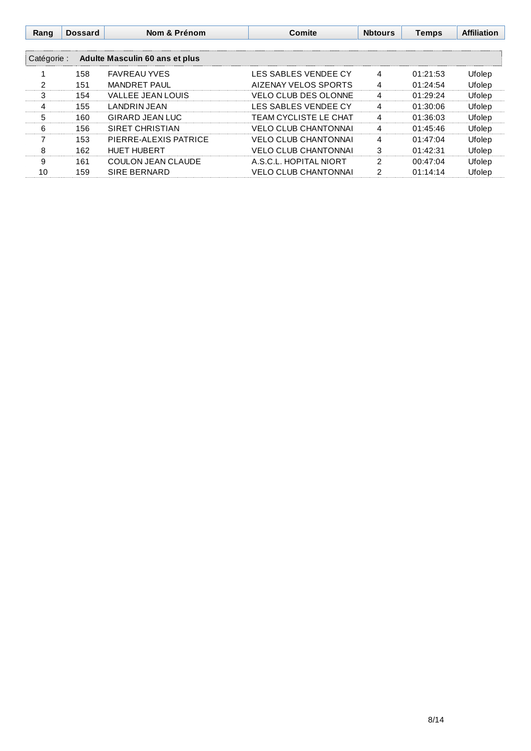| Rang | Dossard | Nom & Prénom | Comite | Nbtours | Temps | Affiliation |
|---|---|---|---|---|---|---|
| Catégorie : | **Adulte Masculin 60 ans et plus** | | | | | |
| 1 | 158 | FAVREAU YVES | LES SABLES VENDEE CY | 4 | 01:21:53 | Ufolep |
| 2 | 151 | MANDRET PAUL | AIZENAY VELOS SPORTS | 4 | 01:24:54 | Ufolep |
| 3 | 154 | VALLEE JEAN LOUIS | VELO CLUB DES OLONNE | 4 | 01:29:24 | Ufolep |
| 4 | 155 | LANDRIN JEAN | LES SABLES VENDEE CY | 4 | 01:30:06 | Ufolep |
| 5 | 160 | GIRARD JEAN LUC | TEAM CYCLISTE LE CHAT | 4 | 01:36:03 | Ufolep |
| 6 | 156 | SIRET CHRISTIAN | VELO CLUB CHANTONNAI | 4 | 01:45:46 | Ufolep |
| 7 | 153 | PIERRE-ALEXIS PATRICE | VELO CLUB CHANTONNAI | 4 | 01:47:04 | Ufolep |
| 8 | 162 | HUET HUBERT | VELO CLUB CHANTONNAI | 3 | 01:42:31 | Ufolep |
| 9 | 161 | COULON JEAN CLAUDE | A.S.C.L. HOPITAL NIORT | 2 | 00:47:04 | Ufolep |
| 10 | 159 | SIRE BERNARD | VELO CLUB CHANTONNAI | 2 | 01:14:14 | Ufolep |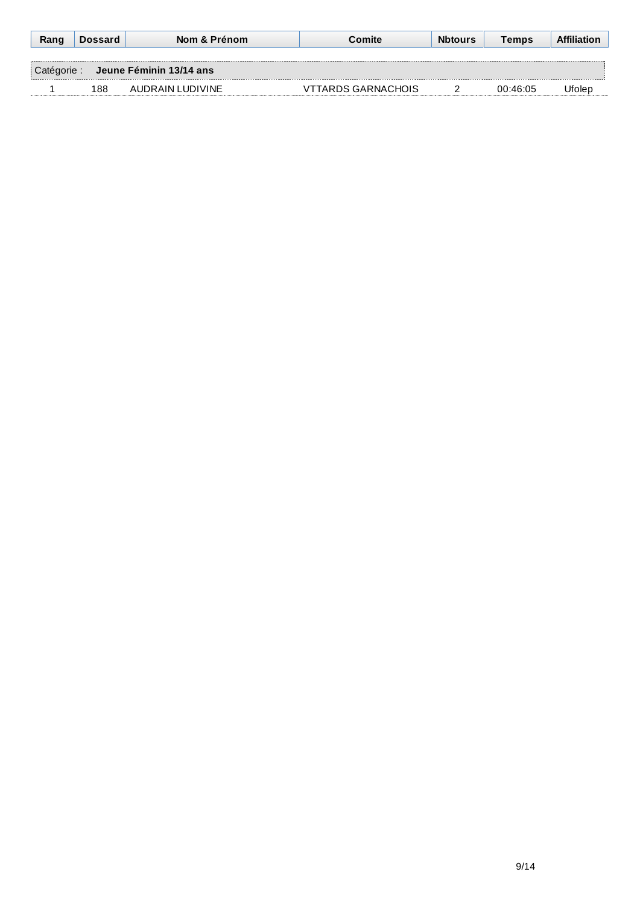| Rang | Dossard | Nom & Prénom | Comite | Nbtours | Temps | Affiliation |
|---|---|---|---|---|---|---|
| Catégorie : | **Jeune Féminin 13/14 ans** | | | | | |
| 1 | 188 | AUDRAIN LUDIVINE | VTTARDS GARNACHOIS | 2 | 00:46:05 | Ufolep |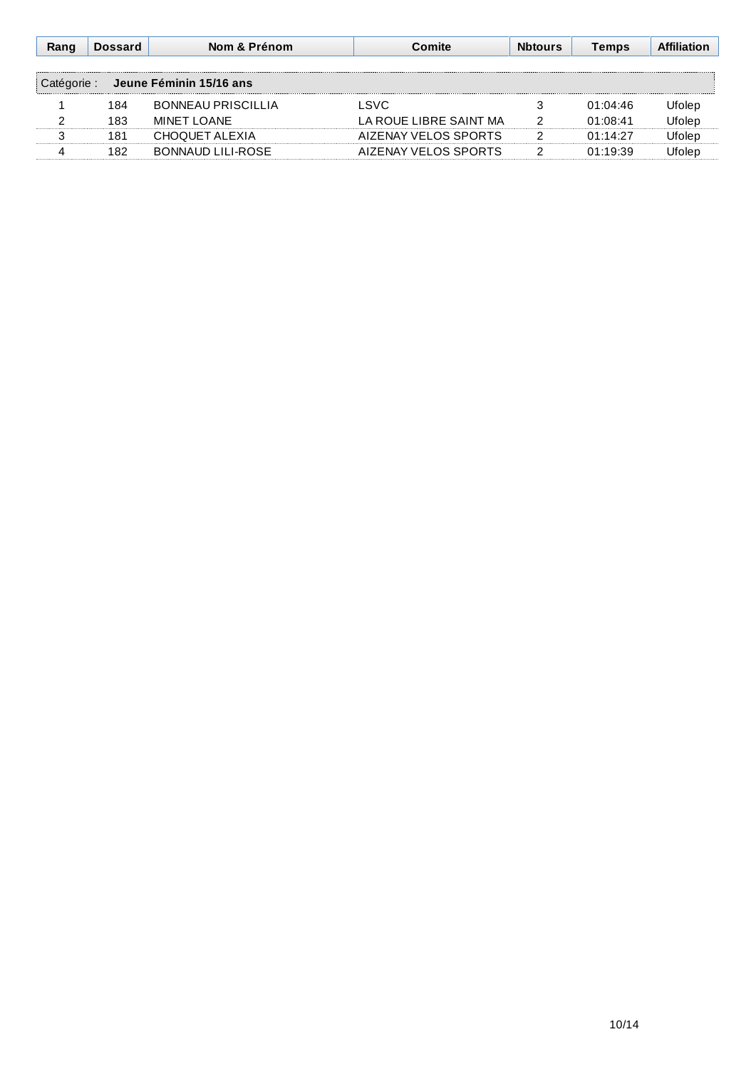| Rang | Dossard | Nom & Prénom | Comite | Nbtours | Temps | Affiliation |
|---|---|---|---|---|---|---|
| Catégorie : | **Jeune Féminin 15/16 ans** | | | | | |
| 1 | 184 | BONNEAU PRISCILLIA | LSVC | 3 | 01:04:46 | Ufolep |
| 2 | 183 | MINET LOANE | LA ROUE LIBRE SAINT MA | 2 | 01:08:41 | Ufolep |
| 3 | 181 | CHOQUET ALEXIA | AIZENAY VELOS SPORTS | 2 | 01:14:27 | Ufolep |
| 4 | 182 | BONNAUD LILI-ROSE | AIZENAY VELOS SPORTS | 2 | 01:19:39 | Ufolep |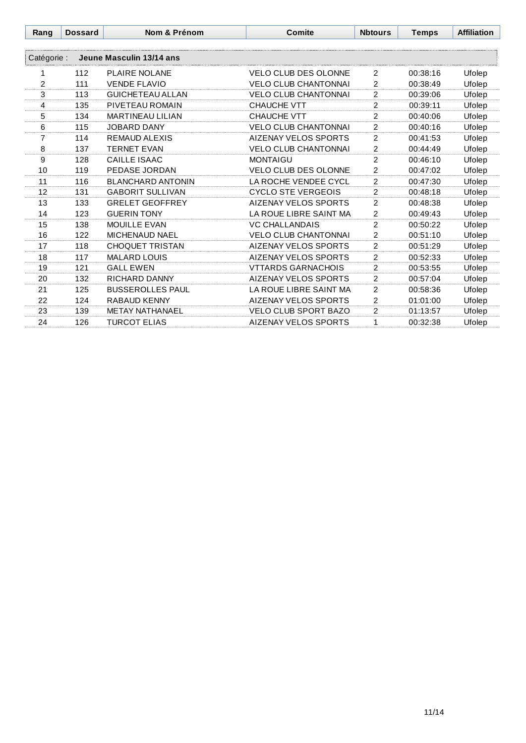| Rang | Dossard | Nom & Prénom | Comite | Nbtours | Temps | Affiliation |
|---|---|---|---|---|---|---|
| Catégorie : | **Jeune Masculin 13/14 ans** | | | | | |
| 1 | 112 | PLAIRE NOLANE | VELO CLUB DES OLONNE | 2 | 00:38:16 | Ufolep |
| 2 | 111 | VENDE FLAVIO | VELO CLUB CHANTONNAI | 2 | 00:38:49 | Ufolep |
| 3 | 113 | GUICHETEAU ALLAN | VELO CLUB CHANTONNAI | 2 | 00:39:06 | Ufolep |
| 4 | 135 | PIVETEAU ROMAIN | CHAUCHE VTT | 2 | 00:39:11 | Ufolep |
| 5 | 134 | MARTINEAU LILIAN | CHAUCHE VTT | 2 | 00:40:06 | Ufolep |
| 6 | 115 | JOBARD DANY | VELO CLUB CHANTONNAI | 2 | 00:40:16 | Ufolep |
| 7 | 114 | REMAUD ALEXIS | AIZENAY VELOS SPORTS | 2 | 00:41:53 | Ufolep |
| 8 | 137 | TERNET EVAN | VELO CLUB CHANTONNAI | 2 | 00:44:49 | Ufolep |
| 9 | 128 | CAILLE ISAAC | MONTAIGU | 2 | 00:46:10 | Ufolep |
| 10 | 119 | PEDASE JORDAN | VELO CLUB DES OLONNE | 2 | 00:47:02 | Ufolep |
| 11 | 116 | BLANCHARD ANTONIN | LA ROCHE VENDEE CYCL | 2 | 00:47:30 | Ufolep |
| 12 | 131 | GABORIT SULLIVAN | CYCLO STE VERGEOIS | 2 | 00:48:18 | Ufolep |
| 13 | 133 | GRELET GEOFFREY | AIZENAY VELOS SPORTS | 2 | 00:48:38 | Ufolep |
| 14 | 123 | GUERIN TONY | LA ROUE LIBRE SAINT MA | 2 | 00:49:43 | Ufolep |
| 15 | 138 | MOUILLE EVAN | VC CHALLANDAIS | 2 | 00:50:22 | Ufolep |
| 16 | 122 | MICHENAUD NAEL | VELO CLUB CHANTONNAI | 2 | 00:51:10 | Ufolep |
| 17 | 118 | CHOQUET TRISTAN | AIZENAY VELOS SPORTS | 2 | 00:51:29 | Ufolep |
| 18 | 117 | MALARD LOUIS | AIZENAY VELOS SPORTS | 2 | 00:52:33 | Ufolep |
| 19 | 121 | GALL EWEN | VTTARDS GARNACHOIS | 2 | 00:53:55 | Ufolep |
| 20 | 132 | RICHARD DANNY | AIZENAY VELOS SPORTS | 2 | 00:57:04 | Ufolep |
| 21 | 125 | BUSSEROLLES PAUL | LA ROUE LIBRE SAINT MA | 2 | 00:58:36 | Ufolep |
| 22 | 124 | RABAUD KENNY | AIZENAY VELOS SPORTS | 2 | 01:01:00 | Ufolep |
| 23 | 139 | METAY NATHANAEL | VELO CLUB SPORT BAZO | 2 | 01:13:57 | Ufolep |
| 24 | 126 | TURCOT ELIAS | AIZENAY VELOS SPORTS | 1 | 00:32:38 | Ufolep |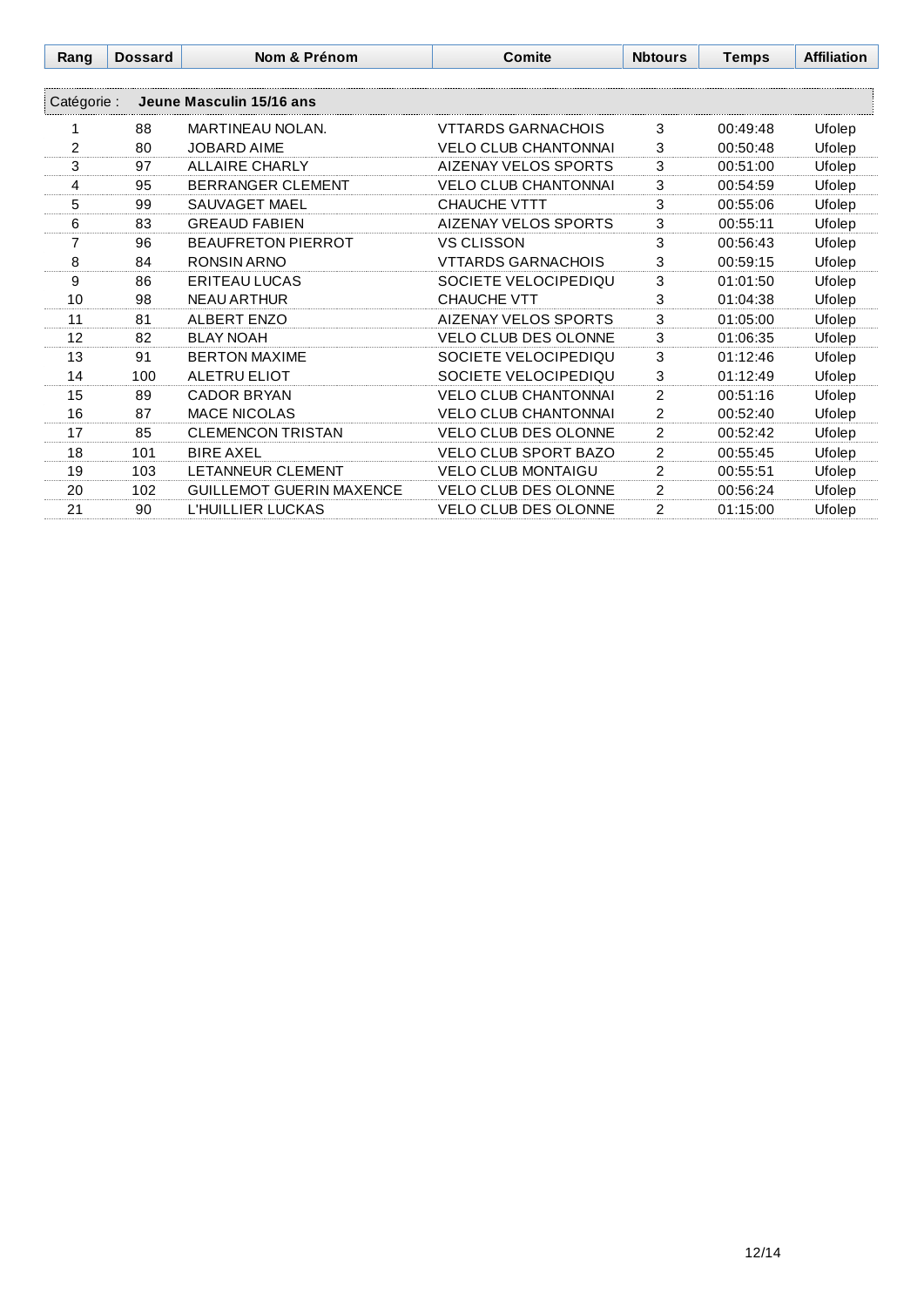| Rang | Dossard | Nom & Prénom | Comite | Nbtours | Temps | Affiliation |
|---|---|---|---|---|---|---|
| Catégorie : | **Jeune Masculin 15/16 ans** | | | | | |
| 1 | 88 | MARTINEAU NOLAN. | VTTARDS GARNACHOIS | 3 | 00:49:48 | Ufolep |
| 2 | 80 | JOBARD AIME | VELO CLUB CHANTONNAI | 3 | 00:50:48 | Ufolep |
| 3 | 97 | ALLAIRE CHARLY | AIZENAY VELOS SPORTS | 3 | 00:51:00 | Ufolep |
| 4 | 95 | BERRANGER CLEMENT | VELO CLUB CHANTONNAI | 3 | 00:54:59 | Ufolep |
| 5 | 99 | SAUVAGET MAEL | CHAUCHE VTTT | 3 | 00:55:06 | Ufolep |
| 6 | 83 | GREAUD FABIEN | AIZENAY VELOS SPORTS | 3 | 00:55:11 | Ufolep |
| 7 | 96 | BEAUFRETON PIERROT | VS CLISSON | 3 | 00:56:43 | Ufolep |
| 8 | 84 | RONSIN ARNO | VTTARDS GARNACHOIS | 3 | 00:59:15 | Ufolep |
| 9 | 86 | ERITEAU LUCAS | SOCIETE VELOCIPEDIQU | 3 | 01:01:50 | Ufolep |
| 10 | 98 | NEAU ARTHUR | CHAUCHE VTT | 3 | 01:04:38 | Ufolep |
| 11 | 81 | ALBERT ENZO | AIZENAY VELOS SPORTS | 3 | 01:05:00 | Ufolep |
| 12 | 82 | BLAY NOAH | VELO CLUB DES OLONNE | 3 | 01:06:35 | Ufolep |
| 13 | 91 | BERTON MAXIME | SOCIETE VELOCIPEDIQU | 3 | 01:12:46 | Ufolep |
| 14 | 100 | ALETRU ELIOT | SOCIETE VELOCIPEDIQU | 3 | 01:12:49 | Ufolep |
| 15 | 89 | CADOR BRYAN | VELO CLUB CHANTONNAI | 2 | 00:51:16 | Ufolep |
| 16 | 87 | MACE NICOLAS | VELO CLUB CHANTONNAI | 2 | 00:52:40 | Ufolep |
| 17 | 85 | CLEMENCON TRISTAN | VELO CLUB DES OLONNE | 2 | 00:52:42 | Ufolep |
| 18 | 101 | BIRE AXEL | VELO CLUB SPORT BAZO | 2 | 00:55:45 | Ufolep |
| 19 | 103 | LETANNEUR CLEMENT | VELO CLUB MONTAIGU | 2 | 00:55:51 | Ufolep |
| 20 | 102 | GUILLEMOT GUERIN MAXENCE | VELO CLUB DES OLONNE | 2 | 00:56:24 | Ufolep |
| 21 | 90 | L'HUILLIER LUCKAS | VELO CLUB DES OLONNE | 2 | 01:15:00 | Ufolep |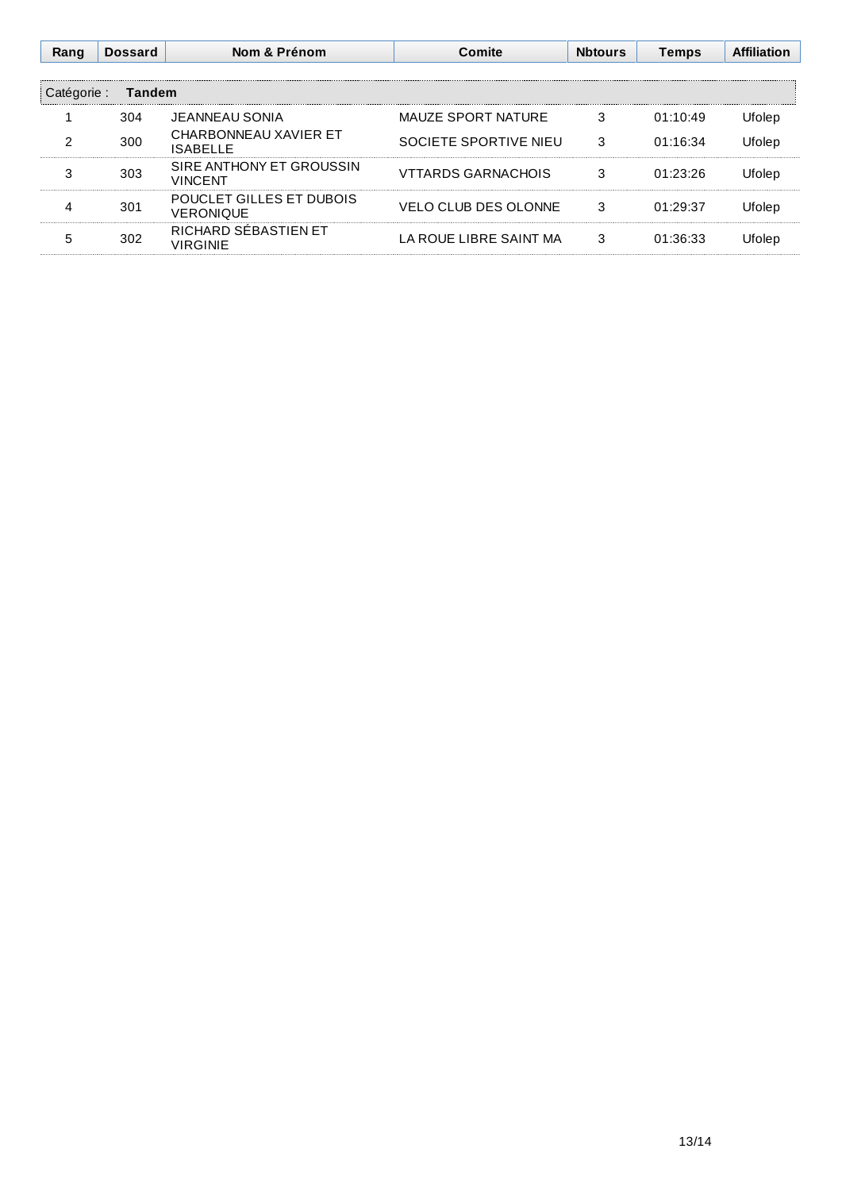| Rang | Dossard | Nom & Prénom | Comite | Nbtours | Temps | Affiliation |
| --- | --- | --- | --- | --- | --- | --- |
| Catégorie : **Tandem** | | | | | | |
| 1 | 304 | JEANNEAU SONIA | MAUZE SPORT NATURE | 3 | 01:10:49 | Ufolep |
| 2 | 300 | CHARBONNEAU XAVIER ET ISABELLE | SOCIETE SPORTIVE NIEU | 3 | 01:16:34 | Ufolep |
| 3 | 303 | SIRE ANTHONY ET GROUSSIN VINCENT | VTTARDS GARNACHOIS | 3 | 01:23:26 | Ufolep |
| 4 | 301 | POUCLET GILLES ET DUBOIS VERONIQUE | VELO CLUB DES OLONNE | 3 | 01:29:37 | Ufolep |
| 5 | 302 | RICHARD SÉBASTIEN ET VIRGINIE | LA ROUE LIBRE SAINT MA | 3 | 01:36:33 | Ufolep |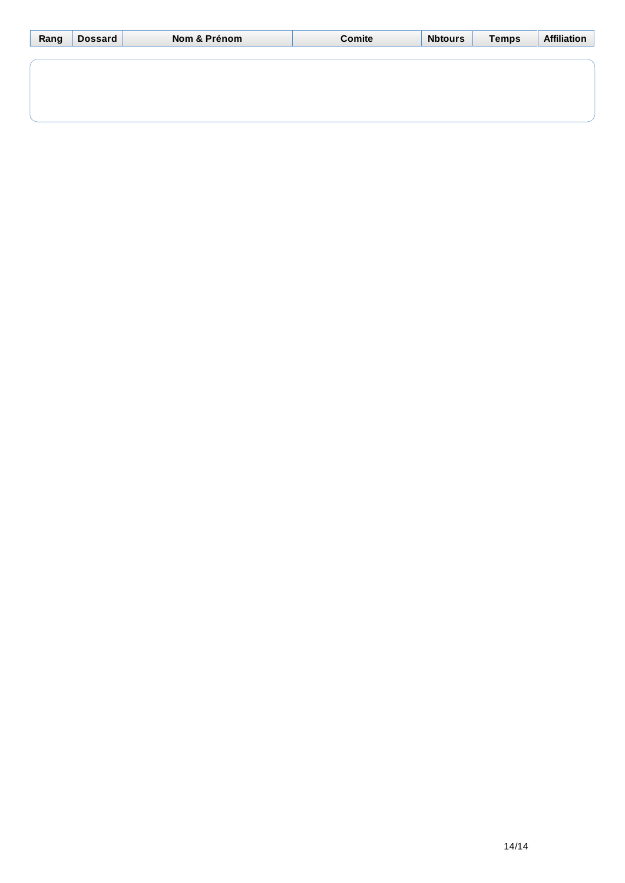| Rang | Dossard | Nom & Prénom | Comite | Nbtours | Temps | Affiliation |
|---|---|---|---|---|---|---|